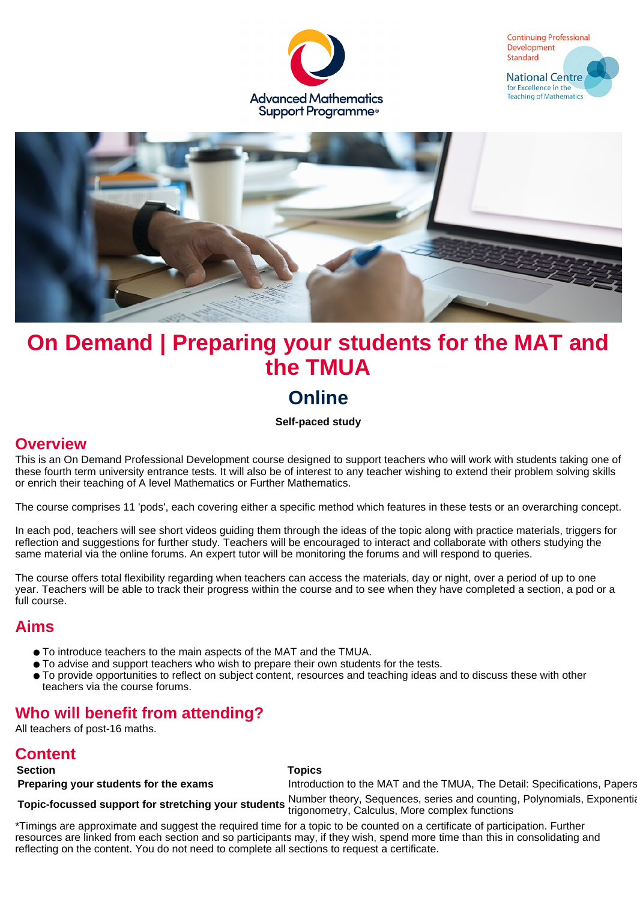# On Demand | Preparing your students for the MAT and the TMUA

## Online

**Self-paced study**

## Overview

This is an On Demand Professional Development course designed to support teachers who will work with students taking one of these fourth term university entrance tests. It will also be of interest to any teacher wishing to extend their problem solving skills or enrich their teaching of A level Mathematics or Further Mathematics.

The course comprises 11 'pods', each covering either a specific method which features in these tests or an overarching concept.

In each pod, teachers will see short videos guiding them through the ideas of the topic along with practice materials, triggers for reflection and suggestions for further study. Teachers will be encouraged to interact and collaborate with others studying the same material via the online forums. An expert tutor will be monitoring the forums and will respond to queries.

The course offers total flexibility regarding when teachers can access the materials, day or night, over a period of up to one year. Teachers will be able to track their progress within the course and to see when they have completed a section, a pod or a full course.

## Aims

- To introduce teachers to the main aspects of the MAT and the TMUA.
- To advise and support teachers who wish to prepare their own students for the tests.
- To provide opportunities to reflect on subject content, resources and teaching ideas and to discuss these with other teachers via the course forums.

## Who will benefit from attending?

All teachers of post-16 maths.

## Content

| Section | Topics |
|---|---|
| **Preparing your students for the exams** | Introduction to the MAT and the TMUA, The Detail: Specifications, Papers |
| **Topic-focussed support for stretching your students** | Number theory, Sequences, series and counting, Polynomials, Exponentia trigonometry, Calculus, More complex functions |

*Timings are approximate and suggest the required time for a topic to be counted on a certificate of participation. Further resources are linked from each section and so participants may, if they wish, spend more time than this in consolidating and reflecting on the content. You do not need to complete all sections to request a certificate.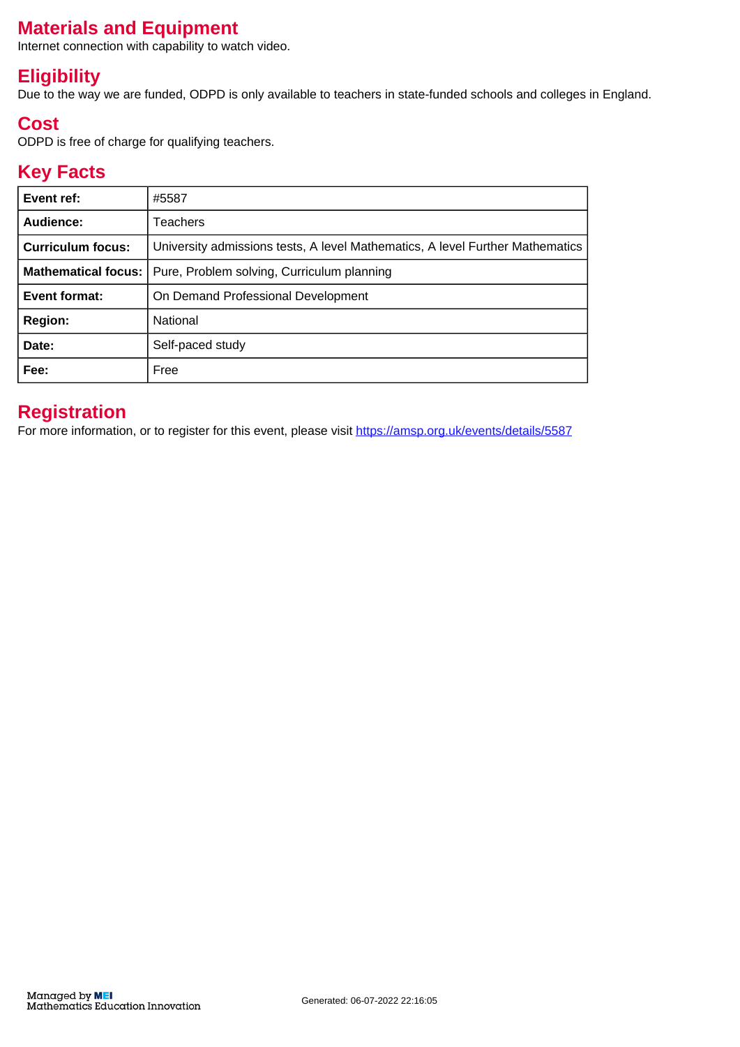## Materials and Equipment

Internet connection with capability to watch video.

## Eligibility

Due to the way we are funded, ODPD is only available to teachers in state-funded schools and colleges in England.

## Cost

ODPD is free of charge for qualifying teachers.

## Key Facts

| | |
|---|---|
| **Event ref:** | #5587 |
| **Audience:** | Teachers |
| **Curriculum focus:** | University admissions tests, A level Mathematics, A level Further Mathematics |
| **Mathematical focus:** | Pure, Problem solving, Curriculum planning |
| **Event format:** | On Demand Professional Development |
| **Region:** | National |
| **Date:** | Self-paced study |
| **Fee:** | Free |

## Registration

For more information, or to register for this event, please visit https://amsp.org.uk/events/details/5587

Managed by MEI
Mathematics Education Innovation

Generated: 06-07-2022 22:16:05